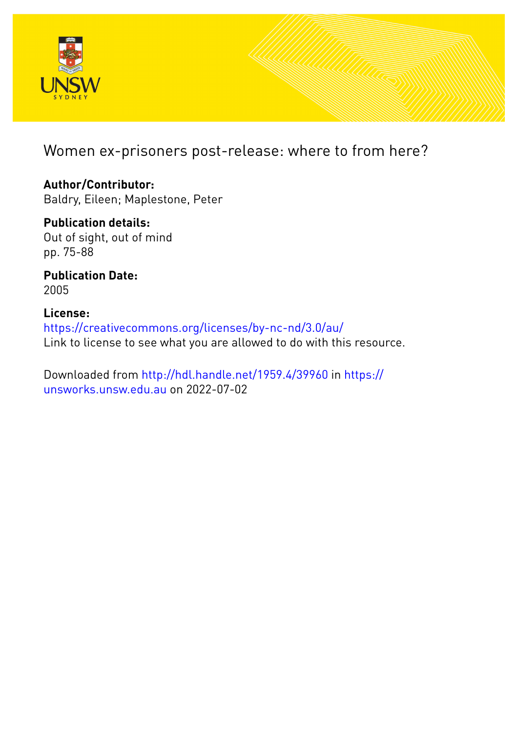# Women ex-prisoners post-release: where to from here?

**Author/Contributor:**
Baldry, Eileen; Maplestone, Peter

**Publication details:**
Out of sight, out of mind
pp. 75-88

**Publication Date:**
2005

**License:**
https://creativecommons.org/licenses/by-nc-nd/3.0/au/
Link to license to see what you are allowed to do with this resource.

Downloaded from http://hdl.handle.net/1959.4/39960 in https://unsworks.unsw.edu.au on 2022-07-02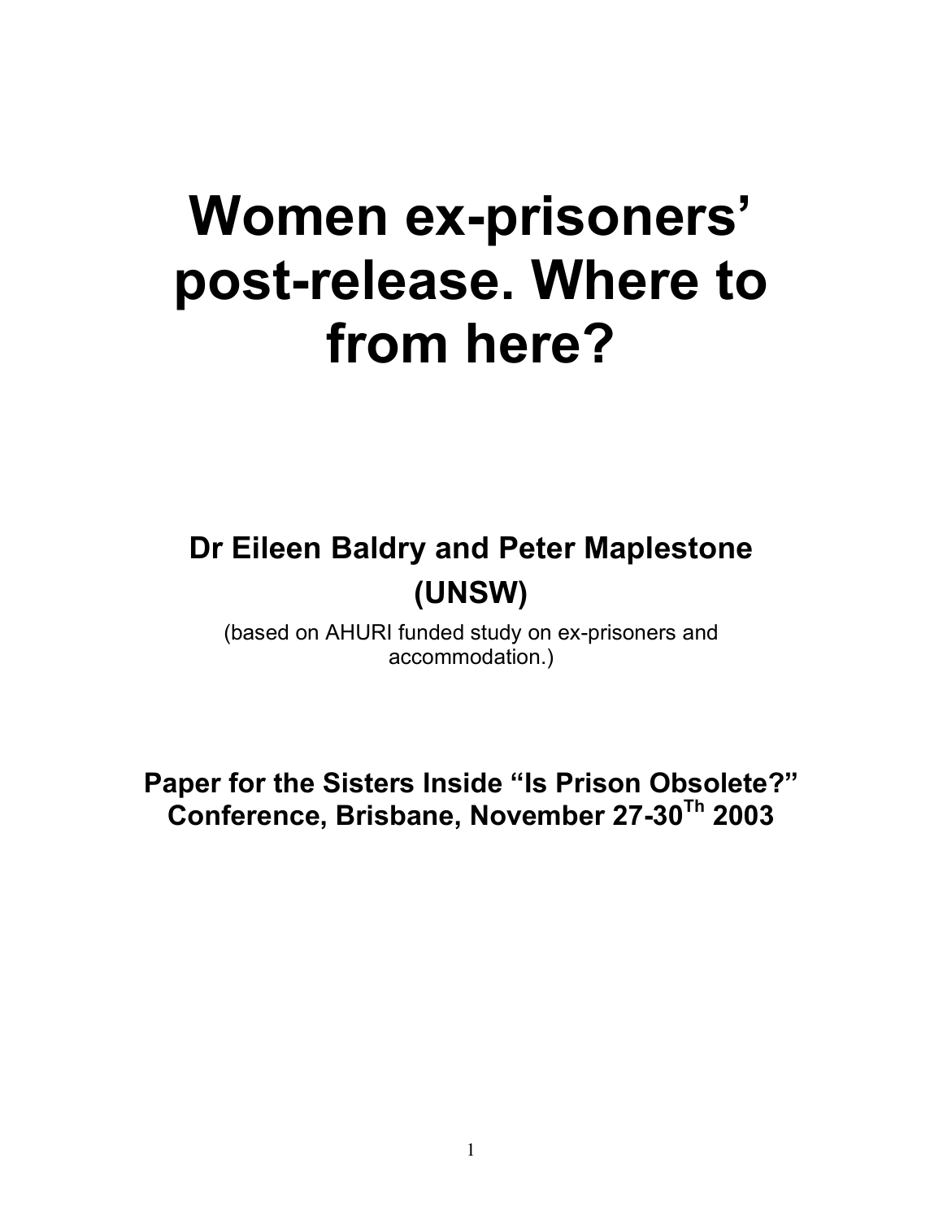# Women ex-prisoners' post-release. Where to from here?

**Dr Eileen Baldry and Peter Maplestone**

**(UNSW)**

(based on AHURI funded study on ex-prisoners and accommodation.)

**Paper for the Sisters Inside "Is Prison Obsolete?" Conference, Brisbane, November 27-30$^{Th}$ 2003**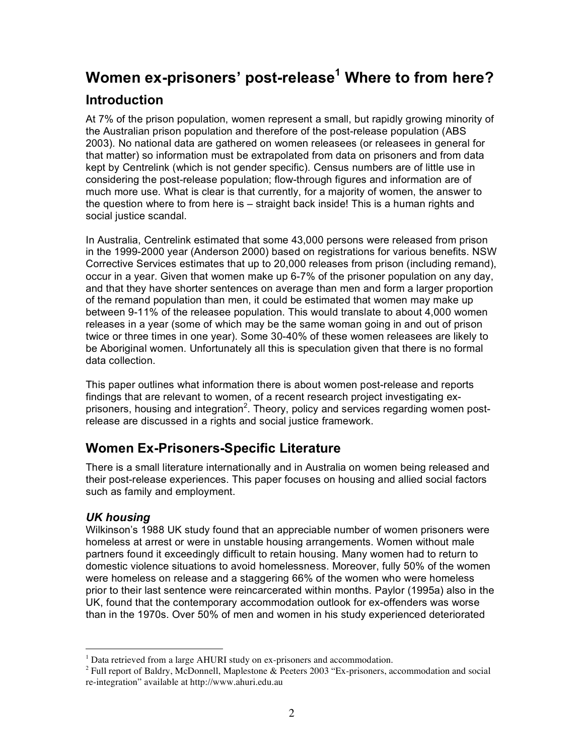# Women ex-prisoners' post-release[1] Where to from here?

## Introduction

At 7% of the prison population, women represent a small, but rapidly growing minority of the Australian prison population and therefore of the post-release population (ABS 2003). No national data are gathered on women releasees (or releasees in general for that matter) so information must be extrapolated from data on prisoners and from data kept by Centrelink (which is not gender specific). Census numbers are of little use in considering the post-release population; flow-through figures and information are of much more use. What is clear is that currently, for a majority of women, the answer to the question where to from here is – straight back inside! This is a human rights and social justice scandal.

In Australia, Centrelink estimated that some 43,000 persons were released from prison in the 1999-2000 year (Anderson 2000) based on registrations for various benefits. NSW Corrective Services estimates that up to 20,000 releases from prison (including remand), occur in a year. Given that women make up 6-7% of the prisoner population on any day, and that they have shorter sentences on average than men and form a larger proportion of the remand population than men, it could be estimated that women may make up between 9-11% of the releasee population. This would translate to about 4,000 women releases in a year (some of which may be the same woman going in and out of prison twice or three times in one year). Some 30-40% of these women releasees are likely to be Aboriginal women. Unfortunately all this is speculation given that there is no formal data collection.

This paper outlines what information there is about women post-release and reports findings that are relevant to women, of a recent research project investigating ex-prisoners, housing and integration[2]. Theory, policy and services regarding women post-release are discussed in a rights and social justice framework.

## Women Ex-Prisoners-Specific Literature

There is a small literature internationally and in Australia on women being released and their post-release experiences. This paper focuses on housing and allied social factors such as family and employment.

### *UK housing*

Wilkinson's 1988 UK study found that an appreciable number of women prisoners were homeless at arrest or were in unstable housing arrangements. Women without male partners found it exceedingly difficult to retain housing. Many women had to return to domestic violence situations to avoid homelessness. Moreover, fully 50% of the women were homeless on release and a staggering 66% of the women who were homeless prior to their last sentence were reincarcerated within months. Paylor (1995a) also in the UK, found that the contemporary accommodation outlook for ex-offenders was worse than in the 1970s. Over 50% of men and women in his study experienced deteriorated

---

[1] Data retrieved from a large AHURI study on ex-prisoners and accommodation.

[2] Full report of Baldry, McDonnell, Maplestone & Peeters 2003 "Ex-prisoners, accommodation and social re-integration" available at http://www.ahuri.edu.au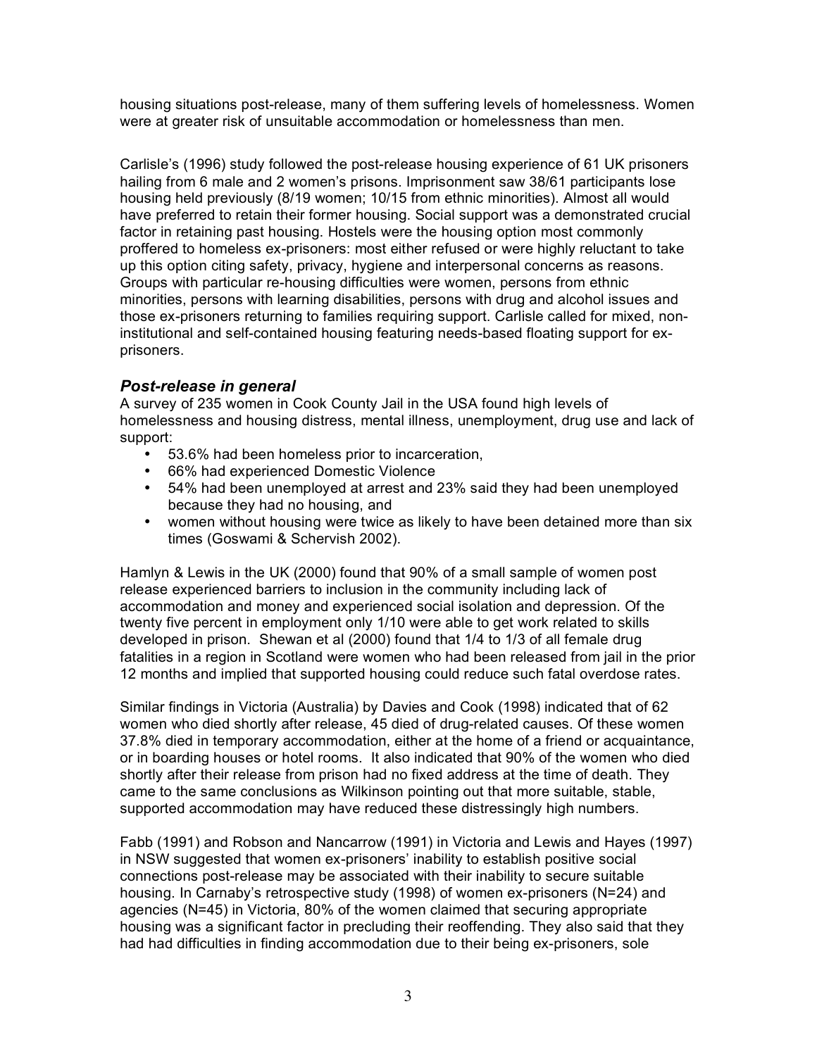housing situations post-release, many of them suffering levels of homelessness. Women were at greater risk of unsuitable accommodation or homelessness than men.

Carlisle's (1996) study followed the post-release housing experience of 61 UK prisoners hailing from 6 male and 2 women's prisons. Imprisonment saw 38/61 participants lose housing held previously (8/19 women; 10/15 from ethnic minorities). Almost all would have preferred to retain their former housing. Social support was a demonstrated crucial factor in retaining past housing. Hostels were the housing option most commonly proffered to homeless ex-prisoners: most either refused or were highly reluctant to take up this option citing safety, privacy, hygiene and interpersonal concerns as reasons. Groups with particular re-housing difficulties were women, persons from ethnic minorities, persons with learning disabilities, persons with drug and alcohol issues and those ex-prisoners returning to families requiring support. Carlisle called for mixed, non-institutional and self-contained housing featuring needs-based floating support for ex-prisoners.

### *Post-release in general*

A survey of 235 women in Cook County Jail in the USA found high levels of homelessness and housing distress, mental illness, unemployment, drug use and lack of support:

- 53.6% had been homeless prior to incarceration,
- 66% had experienced Domestic Violence
- 54% had been unemployed at arrest and 23% said they had been unemployed because they had no housing, and
- women without housing were twice as likely to have been detained more than six times (Goswami & Schervish 2002).

Hamlyn & Lewis in the UK (2000) found that 90% of a small sample of women post release experienced barriers to inclusion in the community including lack of accommodation and money and experienced social isolation and depression. Of the twenty five percent in employment only 1/10 were able to get work related to skills developed in prison. Shewan et al (2000) found that 1/4 to 1/3 of all female drug fatalities in a region in Scotland were women who had been released from jail in the prior 12 months and implied that supported housing could reduce such fatal overdose rates.

Similar findings in Victoria (Australia) by Davies and Cook (1998) indicated that of 62 women who died shortly after release, 45 died of drug-related causes. Of these women 37.8% died in temporary accommodation, either at the home of a friend or acquaintance, or in boarding houses or hotel rooms. It also indicated that 90% of the women who died shortly after their release from prison had no fixed address at the time of death. They came to the same conclusions as Wilkinson pointing out that more suitable, stable, supported accommodation may have reduced these distressingly high numbers.

Fabb (1991) and Robson and Nancarrow (1991) in Victoria and Lewis and Hayes (1997) in NSW suggested that women ex-prisoners' inability to establish positive social connections post-release may be associated with their inability to secure suitable housing. In Carnaby's retrospective study (1998) of women ex-prisoners (N=24) and agencies (N=45) in Victoria, 80% of the women claimed that securing appropriate housing was a significant factor in precluding their reoffending. They also said that they had had difficulties in finding accommodation due to their being ex-prisoners, sole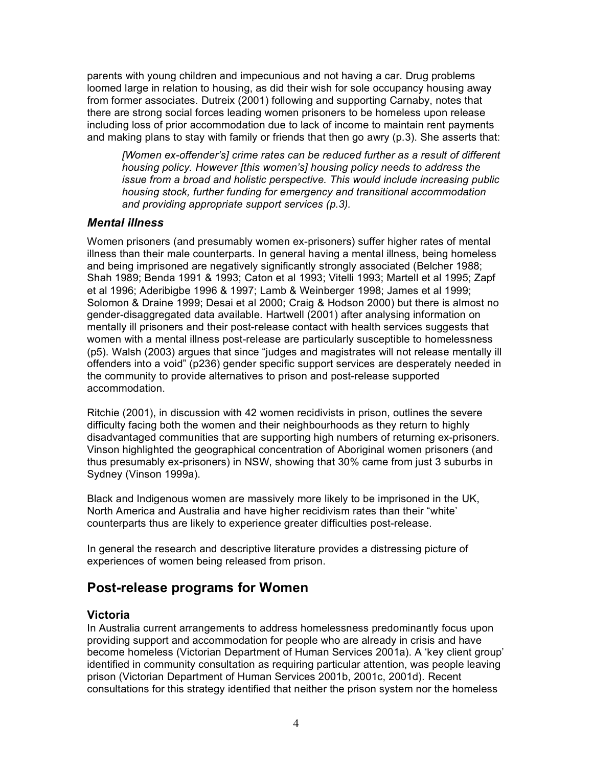parents with young children and impecunious and not having a car. Drug problems loomed large in relation to housing, as did their wish for sole occupancy housing away from former associates. Dutreix (2001) following and supporting Carnaby, notes that there are strong social forces leading women prisoners to be homeless upon release including loss of prior accommodation due to lack of income to maintain rent payments and making plans to stay with family or friends that then go awry (p.3). She asserts that:

> *[Women ex-offender's] crime rates can be reduced further as a result of different housing policy. However [this women's] housing policy needs to address the issue from a broad and holistic perspective. This would include increasing public housing stock, further funding for emergency and transitional accommodation and providing appropriate support services (p.3).*

### *Mental illness*

Women prisoners (and presumably women ex-prisoners) suffer higher rates of mental illness than their male counterparts. In general having a mental illness, being homeless and being imprisoned are negatively significantly strongly associated (Belcher 1988; Shah 1989; Benda 1991 & 1993; Caton et al 1993; Vitelli 1993; Martell et al 1995; Zapf et al 1996; Aderibigbe 1996 & 1997; Lamb & Weinberger 1998; James et al 1999; Solomon & Draine 1999; Desai et al 2000; Craig & Hodson 2000) but there is almost no gender-disaggregated data available. Hartwell (2001) after analysing information on mentally ill prisoners and their post-release contact with health services suggests that women with a mental illness post-release are particularly susceptible to homelessness (p5). Walsh (2003) argues that since "judges and magistrates will not release mentally ill offenders into a void" (p236) gender specific support services are desperately needed in the community to provide alternatives to prison and post-release supported accommodation.

Ritchie (2001), in discussion with 42 women recidivists in prison, outlines the severe difficulty facing both the women and their neighbourhoods as they return to highly disadvantaged communities that are supporting high numbers of returning ex-prisoners. Vinson highlighted the geographical concentration of Aboriginal women prisoners (and thus presumably ex-prisoners) in NSW, showing that 30% came from just 3 suburbs in Sydney (Vinson 1999a).

Black and Indigenous women are massively more likely to be imprisoned in the UK, North America and Australia and have higher recidivism rates than their "white' counterparts thus are likely to experience greater difficulties post-release.

In general the research and descriptive literature provides a distressing picture of experiences of women being released from prison.

## Post-release programs for Women

### Victoria

In Australia current arrangements to address homelessness predominantly focus upon providing support and accommodation for people who are already in crisis and have become homeless (Victorian Department of Human Services 2001a). A 'key client group' identified in community consultation as requiring particular attention, was people leaving prison (Victorian Department of Human Services 2001b, 2001c, 2001d). Recent consultations for this strategy identified that neither the prison system nor the homeless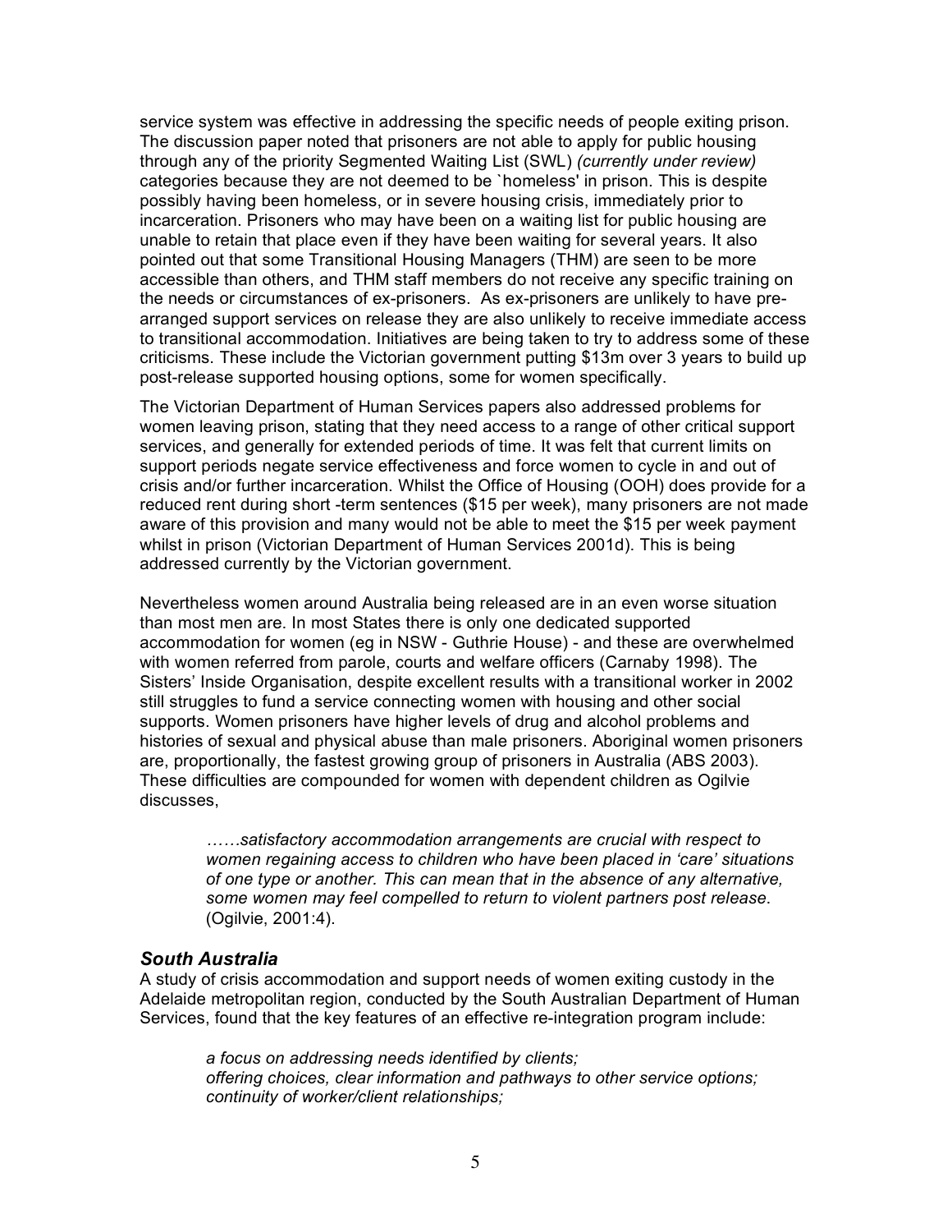service system was effective in addressing the specific needs of people exiting prison. The discussion paper noted that prisoners are not able to apply for public housing through any of the priority Segmented Waiting List (SWL) *(currently under review)* categories because they are not deemed to be `homeless' in prison. This is despite possibly having been homeless, or in severe housing crisis, immediately prior to incarceration. Prisoners who may have been on a waiting list for public housing are unable to retain that place even if they have been waiting for several years. It also pointed out that some Transitional Housing Managers (THM) are seen to be more accessible than others, and THM staff members do not receive any specific training on the needs or circumstances of ex-prisoners. As ex-prisoners are unlikely to have pre-arranged support services on release they are also unlikely to receive immediate access to transitional accommodation. Initiatives are being taken to try to address some of these criticisms. These include the Victorian government putting $13m over 3 years to build up post-release supported housing options, some for women specifically.

The Victorian Department of Human Services papers also addressed problems for women leaving prison, stating that they need access to a range of other critical support services, and generally for extended periods of time. It was felt that current limits on support periods negate service effectiveness and force women to cycle in and out of crisis and/or further incarceration. Whilst the Office of Housing (OOH) does provide for a reduced rent during short -term sentences ($15 per week), many prisoners are not made aware of this provision and many would not be able to meet the $15 per week payment whilst in prison (Victorian Department of Human Services 2001d). This is being addressed currently by the Victorian government.

Nevertheless women around Australia being released are in an even worse situation than most men are. In most States there is only one dedicated supported accommodation for women (eg in NSW - Guthrie House) - and these are overwhelmed with women referred from parole, courts and welfare officers (Carnaby 1998). The Sisters' Inside Organisation, despite excellent results with a transitional worker in 2002 still struggles to fund a service connecting women with housing and other social supports. Women prisoners have higher levels of drug and alcohol problems and histories of sexual and physical abuse than male prisoners. Aboriginal women prisoners are, proportionally, the fastest growing group of prisoners in Australia (ABS 2003). These difficulties are compounded for women with dependent children as Ogilvie discusses,

> *……satisfactory accommodation arrangements are crucial with respect to women regaining access to children who have been placed in 'care' situations of one type or another. This can mean that in the absence of any alternative, some women may feel compelled to return to violent partners post release.* (Ogilvie, 2001:4).

### South Australia

A study of crisis accommodation and support needs of women exiting custody in the Adelaide metropolitan region, conducted by the South Australian Department of Human Services, found that the key features of an effective re-integration program include:

> *a focus on addressing needs identified by clients;*
> *offering choices, clear information and pathways to other service options;*
> *continuity of worker/client relationships;*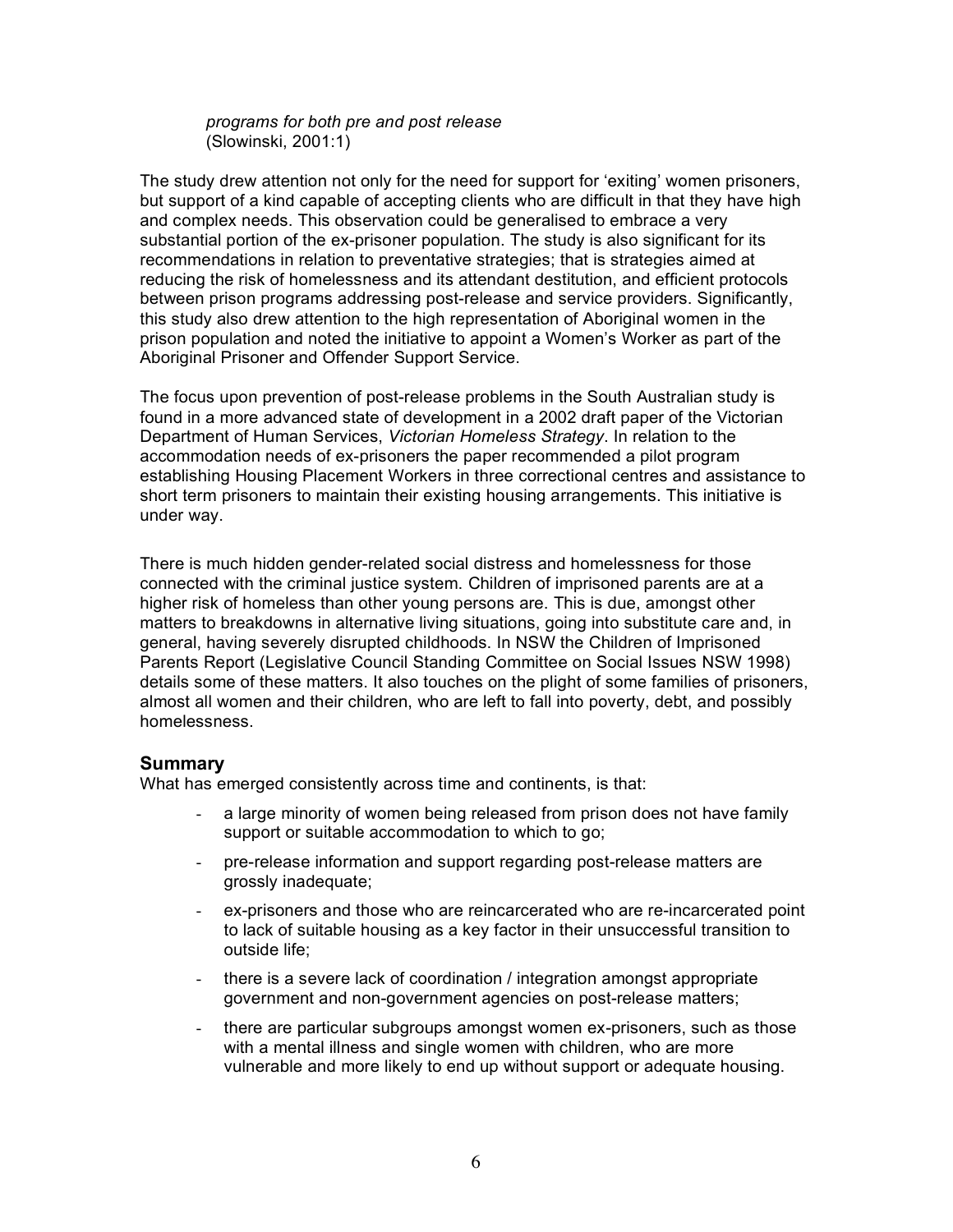*programs for both pre and post release*
(Slowinski, 2001:1)

The study drew attention not only for the need for support for 'exiting' women prisoners, but support of a kind capable of accepting clients who are difficult in that they have high and complex needs. This observation could be generalised to embrace a very substantial portion of the ex-prisoner population. The study is also significant for its recommendations in relation to preventative strategies; that is strategies aimed at reducing the risk of homelessness and its attendant destitution, and efficient protocols between prison programs addressing post-release and service providers. Significantly, this study also drew attention to the high representation of Aboriginal women in the prison population and noted the initiative to appoint a Women's Worker as part of the Aboriginal Prisoner and Offender Support Service.

The focus upon prevention of post-release problems in the South Australian study is found in a more advanced state of development in a 2002 draft paper of the Victorian Department of Human Services, *Victorian Homeless Strategy*. In relation to the accommodation needs of ex-prisoners the paper recommended a pilot program establishing Housing Placement Workers in three correctional centres and assistance to short term prisoners to maintain their existing housing arrangements. This initiative is under way.

There is much hidden gender-related social distress and homelessness for those connected with the criminal justice system. Children of imprisoned parents are at a higher risk of homeless than other young persons are. This is due, amongst other matters to breakdowns in alternative living situations, going into substitute care and, in general, having severely disrupted childhoods. In NSW the Children of Imprisoned Parents Report (Legislative Council Standing Committee on Social Issues NSW 1998) details some of these matters. It also touches on the plight of some families of prisoners, almost all women and their children, who are left to fall into poverty, debt, and possibly homelessness.

## Summary

What has emerged consistently across time and continents, is that:

- a large minority of women being released from prison does not have family support or suitable accommodation to which to go;
- pre-release information and support regarding post-release matters are grossly inadequate;
- ex-prisoners and those who are reincarcerated who are re-incarcerated point to lack of suitable housing as a key factor in their unsuccessful transition to outside life;
- there is a severe lack of coordination / integration amongst appropriate government and non-government agencies on post-release matters;
- there are particular subgroups amongst women ex-prisoners, such as those with a mental illness and single women with children, who are more vulnerable and more likely to end up without support or adequate housing.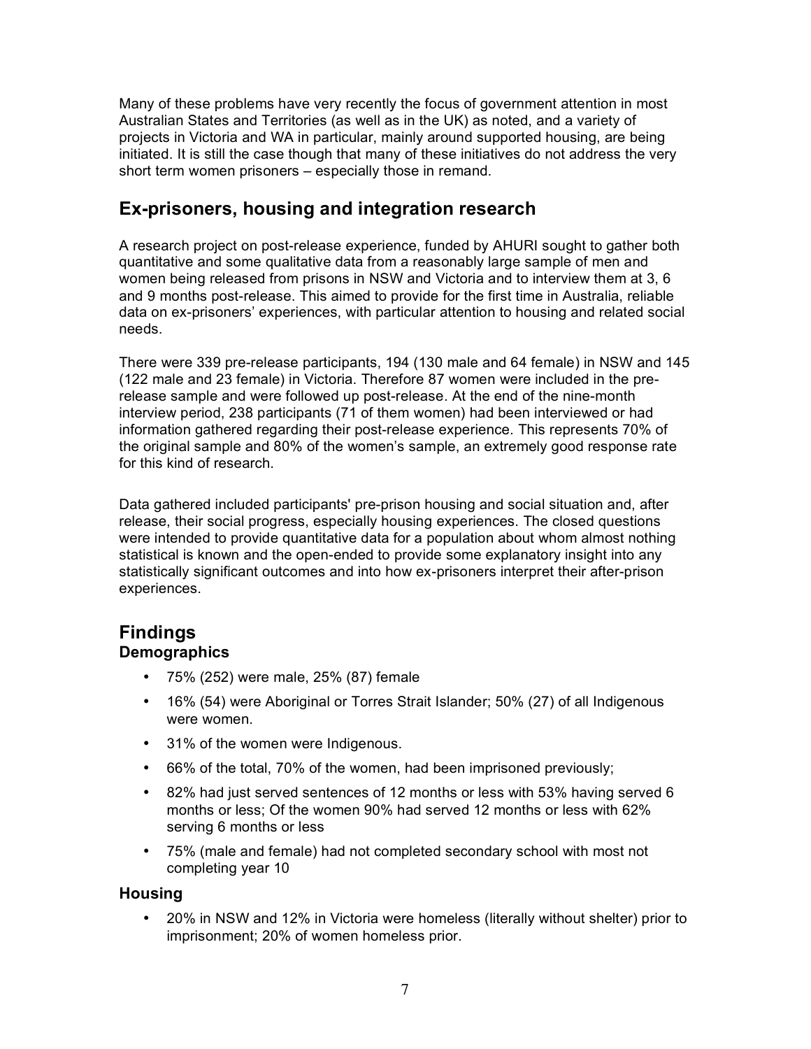Many of these problems have very recently the focus of government attention in most Australian States and Territories (as well as in the UK) as noted, and a variety of projects in Victoria and WA in particular, mainly around supported housing, are being initiated. It is still the case though that many of these initiatives do not address the very short term women prisoners – especially those in remand.

## Ex-prisoners, housing and integration research

A research project on post-release experience, funded by AHURI sought to gather both quantitative and some qualitative data from a reasonably large sample of men and women being released from prisons in NSW and Victoria and to interview them at 3, 6 and 9 months post-release. This aimed to provide for the first time in Australia, reliable data on ex-prisoners' experiences, with particular attention to housing and related social needs.

There were 339 pre-release participants, 194 (130 male and 64 female) in NSW and 145 (122 male and 23 female) in Victoria. Therefore 87 women were included in the pre-release sample and were followed up post-release. At the end of the nine-month interview period, 238 participants (71 of them women) had been interviewed or had information gathered regarding their post-release experience. This represents 70% of the original sample and 80% of the women's sample, an extremely good response rate for this kind of research.

Data gathered included participants' pre-prison housing and social situation and, after release, their social progress, especially housing experiences. The closed questions were intended to provide quantitative data for a population about whom almost nothing statistical is known and the open-ended to provide some explanatory insight into any statistically significant outcomes and into how ex-prisoners interpret their after-prison experiences.

# Findings

### Demographics

- 75% (252) were male, 25% (87) female
- 16% (54) were Aboriginal or Torres Strait Islander; 50% (27) of all Indigenous were women.
- 31% of the women were Indigenous.
- 66% of the total, 70% of the women, had been imprisoned previously;
- 82% had just served sentences of 12 months or less with 53% having served 6 months or less; Of the women 90% had served 12 months or less with 62% serving 6 months or less
- 75% (male and female) had not completed secondary school with most not completing year 10

### Housing

- 20% in NSW and 12% in Victoria were homeless (literally without shelter) prior to imprisonment; 20% of women homeless prior.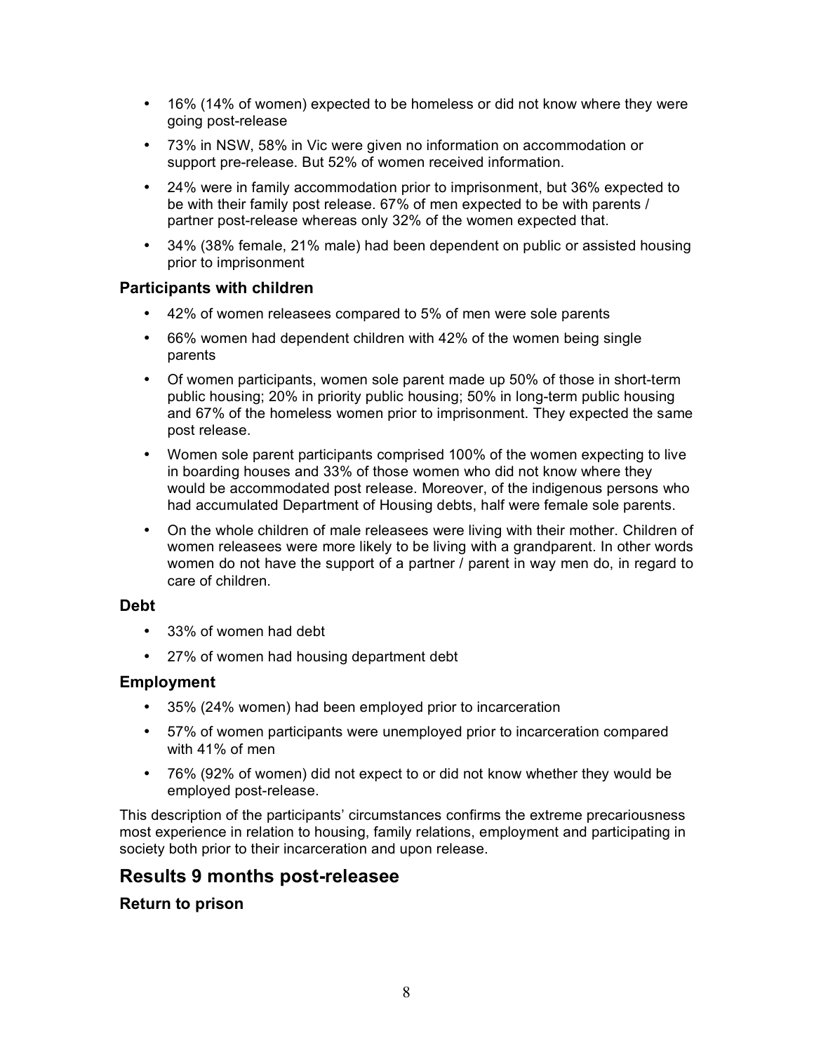- 16% (14% of women) expected to be homeless or did not know where they were going post-release
- 73% in NSW, 58% in Vic were given no information on accommodation or support pre-release. But 52% of women received information.
- 24% were in family accommodation prior to imprisonment, but 36% expected to be with their family post release. 67% of men expected to be with parents / partner post-release whereas only 32% of the women expected that.
- 34% (38% female, 21% male) had been dependent on public or assisted housing prior to imprisonment

### Participants with children

- 42% of women releasees compared to 5% of men were sole parents
- 66% women had dependent children with 42% of the women being single parents
- Of women participants, women sole parent made up 50% of those in short-term public housing; 20% in priority public housing; 50% in long-term public housing and 67% of the homeless women prior to imprisonment. They expected the same post release.
- Women sole parent participants comprised 100% of the women expecting to live in boarding houses and 33% of those women who did not know where they would be accommodated post release. Moreover, of the indigenous persons who had accumulated Department of Housing debts, half were female sole parents.
- On the whole children of male releasees were living with their mother. Children of women releasees were more likely to be living with a grandparent. In other words women do not have the support of a partner / parent in way men do, in regard to care of children.

### Debt

- 33% of women had debt
- 27% of women had housing department debt

### Employment

- 35% (24% women) had been employed prior to incarceration
- 57% of women participants were unemployed prior to incarceration compared with 41% of men
- 76% (92% of women) did not expect to or did not know whether they would be employed post-release.

This description of the participants' circumstances confirms the extreme precariousness most experience in relation to housing, family relations, employment and participating in society both prior to their incarceration and upon release.

## Results 9 months post-releasee

### Return to prison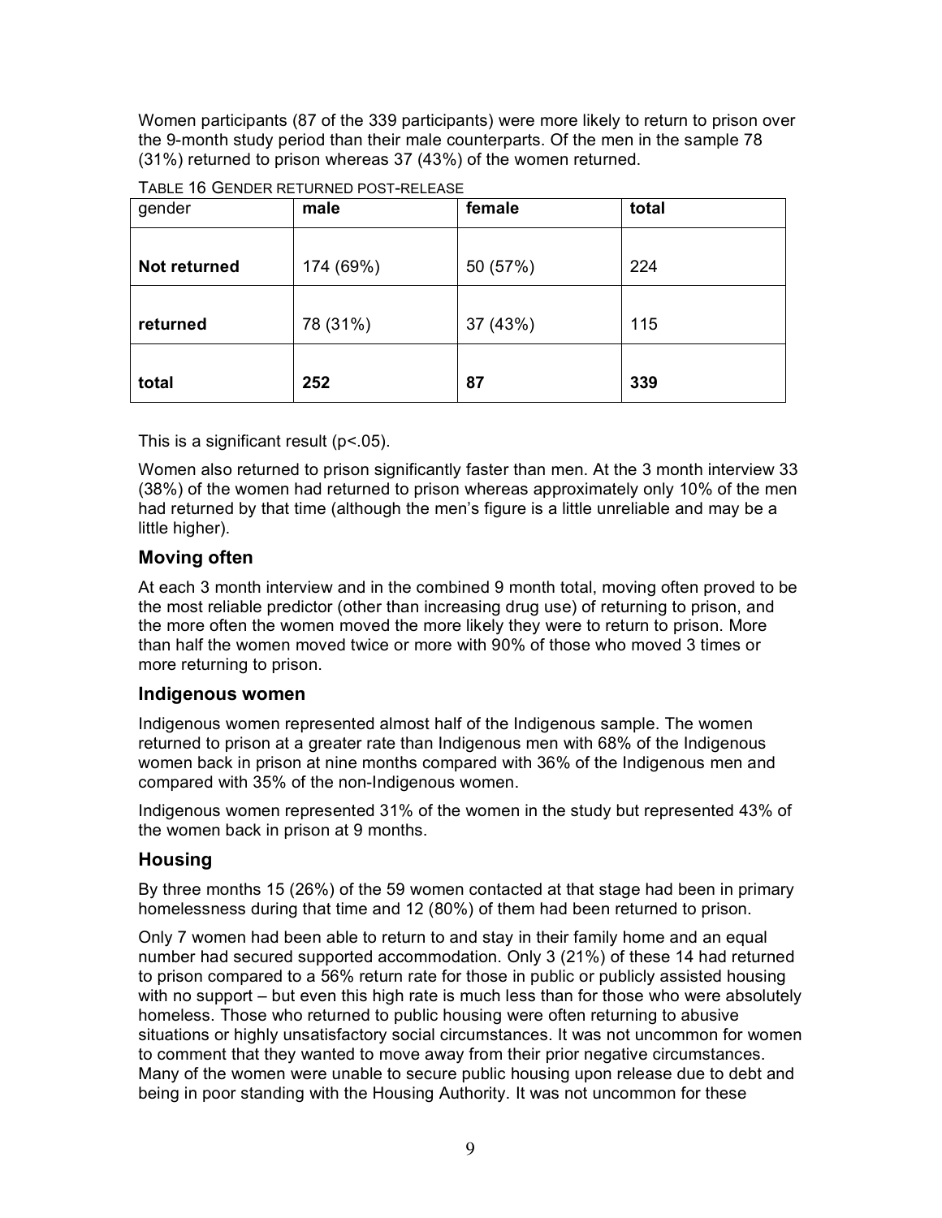Women participants (87 of the 339 participants) were more likely to return to prison over the 9-month study period than their male counterparts. Of the men in the sample 78 (31%) returned to prison whereas 37 (43%) of the women returned.

TABLE 16 GENDER RETURNED POST-RELEASE

| gender | **male** | **female** | **total** |
|---|---|---|---|
| **Not returned** | 174 (69%) | 50 (57%) | 224 |
| **returned** | 78 (31%) | 37 (43%) | 115 |
| **total** | **252** | **87** | **339** |

This is a significant result ($p<.05$).

Women also returned to prison significantly faster than men. At the 3 month interview 33 (38%) of the women had returned to prison whereas approximately only 10% of the men had returned by that time (although the men's figure is a little unreliable and may be a little higher).

## Moving often

At each 3 month interview and in the combined 9 month total, moving often proved to be the most reliable predictor (other than increasing drug use) of returning to prison, and the more often the women moved the more likely they were to return to prison. More than half the women moved twice or more with 90% of those who moved 3 times or more returning to prison.

## Indigenous women

Indigenous women represented almost half of the Indigenous sample. The women returned to prison at a greater rate than Indigenous men with 68% of the Indigenous women back in prison at nine months compared with 36% of the Indigenous men and compared with 35% of the non-Indigenous women.

Indigenous women represented 31% of the women in the study but represented 43% of the women back in prison at 9 months.

## Housing

By three months 15 (26%) of the 59 women contacted at that stage had been in primary homelessness during that time and 12 (80%) of them had been returned to prison.

Only 7 women had been able to return to and stay in their family home and an equal number had secured supported accommodation. Only 3 (21%) of these 14 had returned to prison compared to a 56% return rate for those in public or publicly assisted housing with no support – but even this high rate is much less than for those who were absolutely homeless. Those who returned to public housing were often returning to abusive situations or highly unsatisfactory social circumstances. It was not uncommon for women to comment that they wanted to move away from their prior negative circumstances. Many of the women were unable to secure public housing upon release due to debt and being in poor standing with the Housing Authority. It was not uncommon for these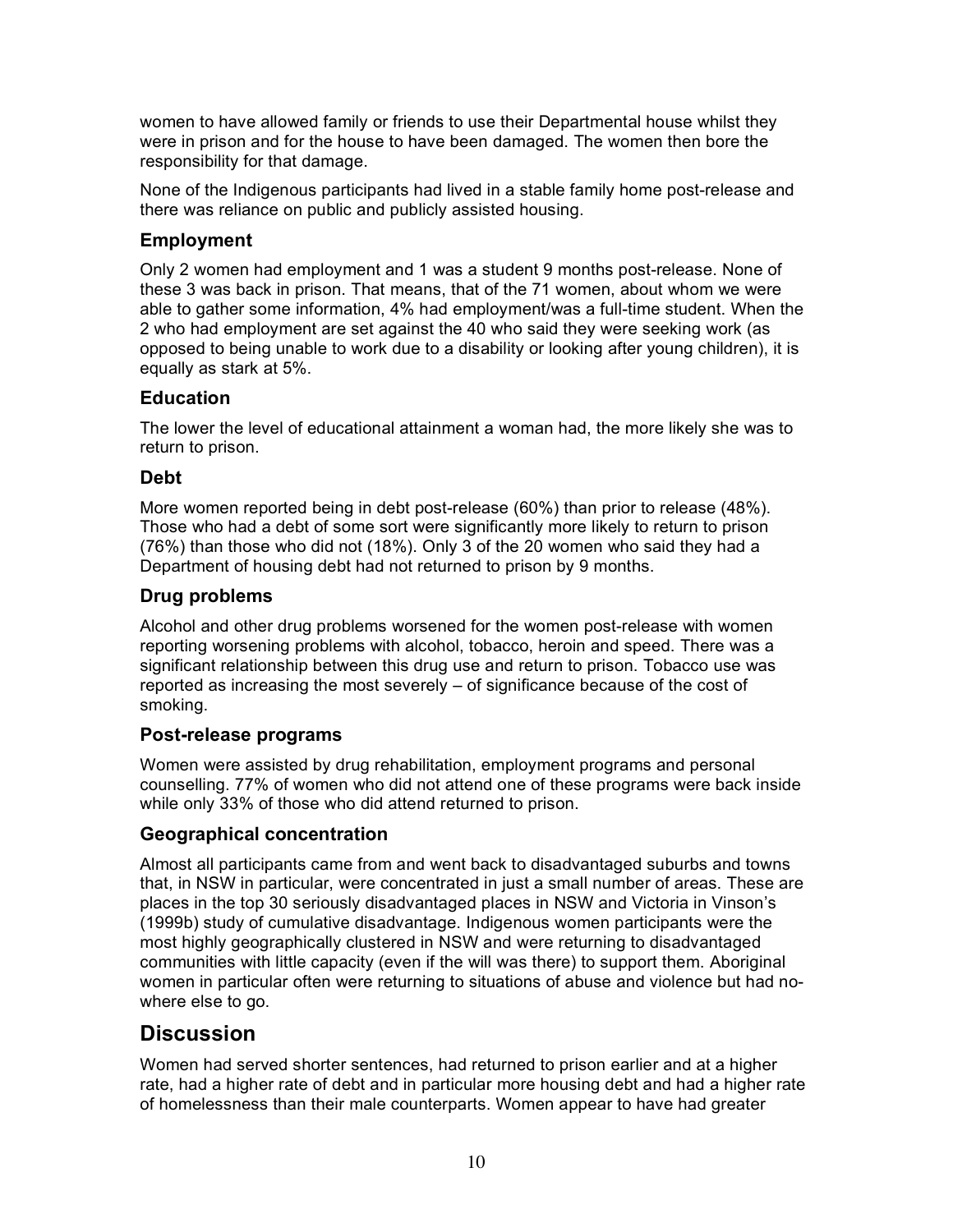women to have allowed family or friends to use their Departmental house whilst they were in prison and for the house to have been damaged. The women then bore the responsibility for that damage.

None of the Indigenous participants had lived in a stable family home post-release and there was reliance on public and publicly assisted housing.

### Employment

Only 2 women had employment and 1 was a student 9 months post-release. None of these 3 was back in prison. That means, that of the 71 women, about whom we were able to gather some information, 4% had employment/was a full-time student. When the 2 who had employment are set against the 40 who said they were seeking work (as opposed to being unable to work due to a disability or looking after young children), it is equally as stark at 5%.

### Education

The lower the level of educational attainment a woman had, the more likely she was to return to prison.

### Debt

More women reported being in debt post-release (60%) than prior to release (48%). Those who had a debt of some sort were significantly more likely to return to prison (76%) than those who did not (18%). Only 3 of the 20 women who said they had a Department of housing debt had not returned to prison by 9 months.

### Drug problems

Alcohol and other drug problems worsened for the women post-release with women reporting worsening problems with alcohol, tobacco, heroin and speed. There was a significant relationship between this drug use and return to prison. Tobacco use was reported as increasing the most severely – of significance because of the cost of smoking.

### Post-release programs

Women were assisted by drug rehabilitation, employment programs and personal counselling. 77% of women who did not attend one of these programs were back inside while only 33% of those who did attend returned to prison.

### Geographical concentration

Almost all participants came from and went back to disadvantaged suburbs and towns that, in NSW in particular, were concentrated in just a small number of areas. These are places in the top 30 seriously disadvantaged places in NSW and Victoria in Vinson's (1999b) study of cumulative disadvantage. Indigenous women participants were the most highly geographically clustered in NSW and were returning to disadvantaged communities with little capacity (even if the will was there) to support them. Aboriginal women in particular often were returning to situations of abuse and violence but had no-where else to go.

## Discussion

Women had served shorter sentences, had returned to prison earlier and at a higher rate, had a higher rate of debt and in particular more housing debt and had a higher rate of homelessness than their male counterparts. Women appear to have had greater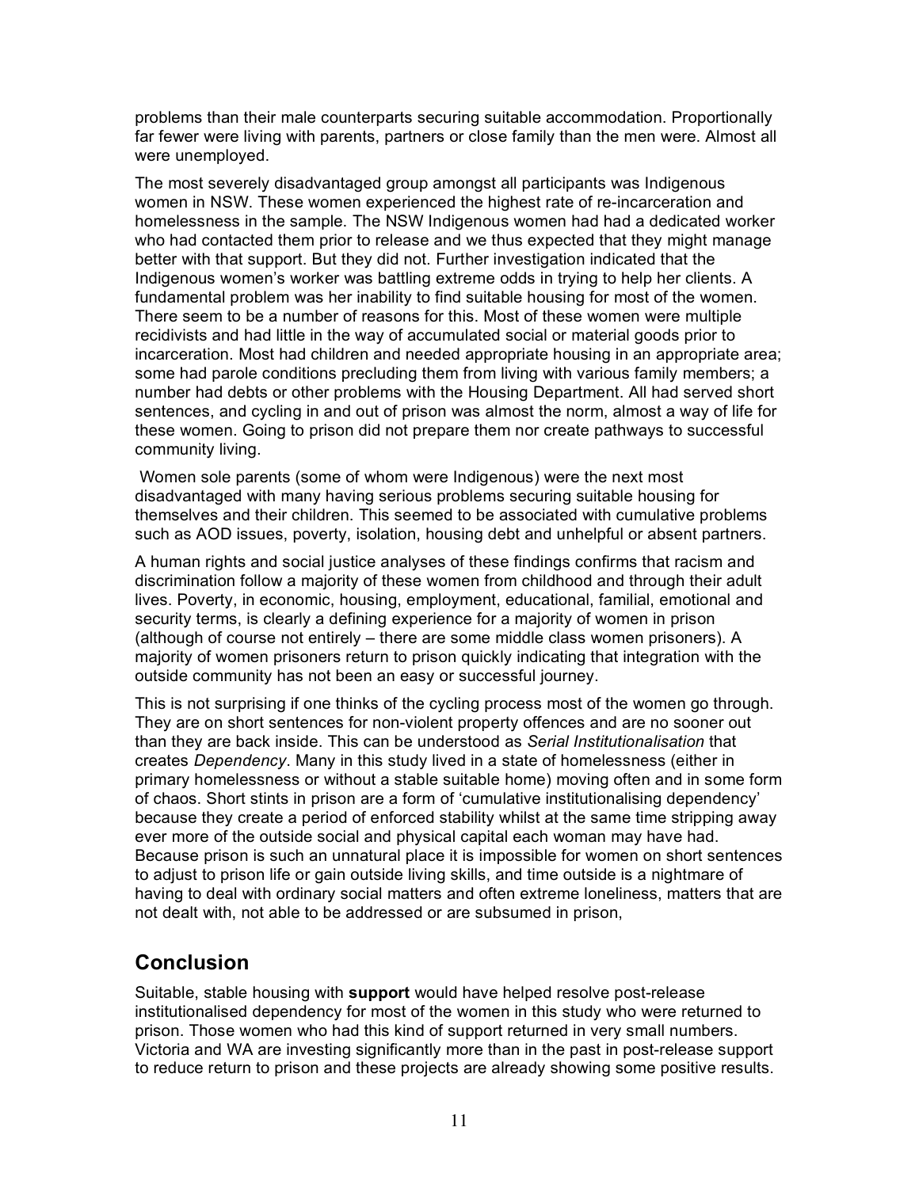problems than their male counterparts securing suitable accommodation. Proportionally far fewer were living with parents, partners or close family than the men were. Almost all were unemployed.

The most severely disadvantaged group amongst all participants was Indigenous women in NSW. These women experienced the highest rate of re-incarceration and homelessness in the sample. The NSW Indigenous women had had a dedicated worker who had contacted them prior to release and we thus expected that they might manage better with that support. But they did not. Further investigation indicated that the Indigenous women's worker was battling extreme odds in trying to help her clients. A fundamental problem was her inability to find suitable housing for most of the women. There seem to be a number of reasons for this. Most of these women were multiple recidivists and had little in the way of accumulated social or material goods prior to incarceration. Most had children and needed appropriate housing in an appropriate area; some had parole conditions precluding them from living with various family members; a number had debts or other problems with the Housing Department. All had served short sentences, and cycling in and out of prison was almost the norm, almost a way of life for these women. Going to prison did not prepare them nor create pathways to successful community living.

Women sole parents (some of whom were Indigenous) were the next most disadvantaged with many having serious problems securing suitable housing for themselves and their children. This seemed to be associated with cumulative problems such as AOD issues, poverty, isolation, housing debt and unhelpful or absent partners.

A human rights and social justice analyses of these findings confirms that racism and discrimination follow a majority of these women from childhood and through their adult lives. Poverty, in economic, housing, employment, educational, familial, emotional and security terms, is clearly a defining experience for a majority of women in prison (although of course not entirely – there are some middle class women prisoners). A majority of women prisoners return to prison quickly indicating that integration with the outside community has not been an easy or successful journey.

This is not surprising if one thinks of the cycling process most of the women go through. They are on short sentences for non-violent property offences and are no sooner out than they are back inside. This can be understood as *Serial Institutionalisation* that creates *Dependency*. Many in this study lived in a state of homelessness (either in primary homelessness or without a stable suitable home) moving often and in some form of chaos. Short stints in prison are a form of 'cumulative institutionalising dependency' because they create a period of enforced stability whilst at the same time stripping away ever more of the outside social and physical capital each woman may have had. Because prison is such an unnatural place it is impossible for women on short sentences to adjust to prison life or gain outside living skills, and time outside is a nightmare of having to deal with ordinary social matters and often extreme loneliness, matters that are not dealt with, not able to be addressed or are subsumed in prison,

## Conclusion

Suitable, stable housing with **support** would have helped resolve post-release institutionalised dependency for most of the women in this study who were returned to prison. Those women who had this kind of support returned in very small numbers. Victoria and WA are investing significantly more than in the past in post-release support to reduce return to prison and these projects are already showing some positive results.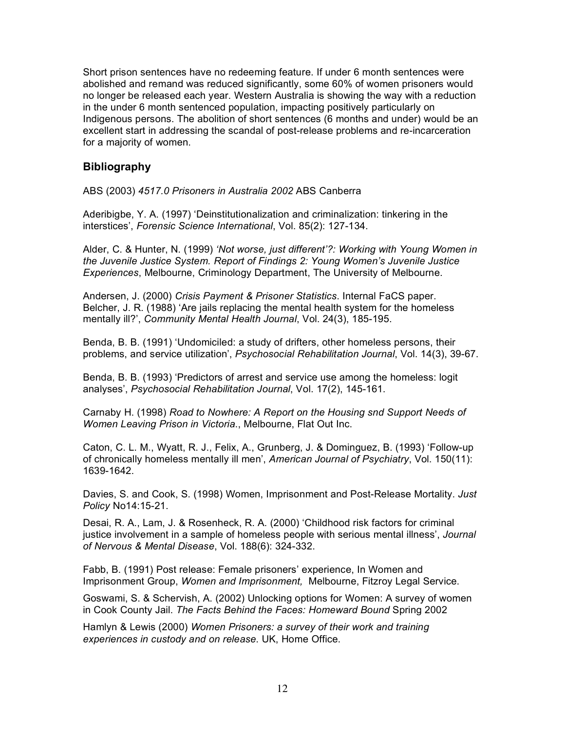Short prison sentences have no redeeming feature. If under 6 month sentences were abolished and remand was reduced significantly, some 60% of women prisoners would no longer be released each year. Western Australia is showing the way with a reduction in the under 6 month sentenced population, impacting positively particularly on Indigenous persons. The abolition of short sentences (6 months and under) would be an excellent start in addressing the scandal of post-release problems and re-incarceration for a majority of women.

## Bibliography

ABS (2003) *4517.0 Prisoners in Australia 2002* ABS Canberra

Aderibigbe, Y. A. (1997) 'Deinstitutionalization and criminalization: tinkering in the interstices', *Forensic Science International*, Vol. 85(2): 127-134.

Alder, C. & Hunter, N. (1999) *'Not worse, just different'?: Working with Young Women in the Juvenile Justice System. Report of Findings 2: Young Women's Juvenile Justice Experiences*, Melbourne, Criminology Department, The University of Melbourne.

Andersen, J. (2000) *Crisis Payment & Prisoner Statistics*. Internal FaCS paper.
Belcher, J. R. (1988) 'Are jails replacing the mental health system for the homeless mentally ill?', *Community Mental Health Journal*, Vol. 24(3), 185-195.

Benda, B. B. (1991) 'Undomiciled: a study of drifters, other homeless persons, their problems, and service utilization', *Psychosocial Rehabilitation Journal*, Vol. 14(3), 39-67.

Benda, B. B. (1993) 'Predictors of arrest and service use among the homeless: logit analyses', *Psychosocial Rehabilitation Journal*, Vol. 17(2), 145-161.

Carnaby H. (1998) *Road to Nowhere: A Report on the Housing snd Support Needs of Women Leaving Prison in Victoria*., Melbourne, Flat Out Inc.

Caton, C. L. M., Wyatt, R. J., Felix, A., Grunberg, J. & Dominguez, B. (1993) 'Follow-up of chronically homeless mentally ill men', *American Journal of Psychiatry*, Vol. 150(11): 1639-1642.

Davies, S. and Cook, S. (1998) Women, Imprisonment and Post-Release Mortality. *Just Policy* No14:15-21.

Desai, R. A., Lam, J. & Rosenheck, R. A. (2000) 'Childhood risk factors for criminal justice involvement in a sample of homeless people with serious mental illness', *Journal of Nervous & Mental Disease*, Vol. 188(6): 324-332.

Fabb, B. (1991) Post release: Female prisoners' experience, In Women and Imprisonment Group, *Women and Imprisonment,* Melbourne, Fitzroy Legal Service.

Goswami, S. & Schervish, A. (2002) Unlocking options for Women: A survey of women in Cook County Jail. *The Facts Behind the Faces: Homeward Bound* Spring 2002

Hamlyn & Lewis (2000) *Women Prisoners: a survey of their work and training experiences in custody and on release*. UK, Home Office.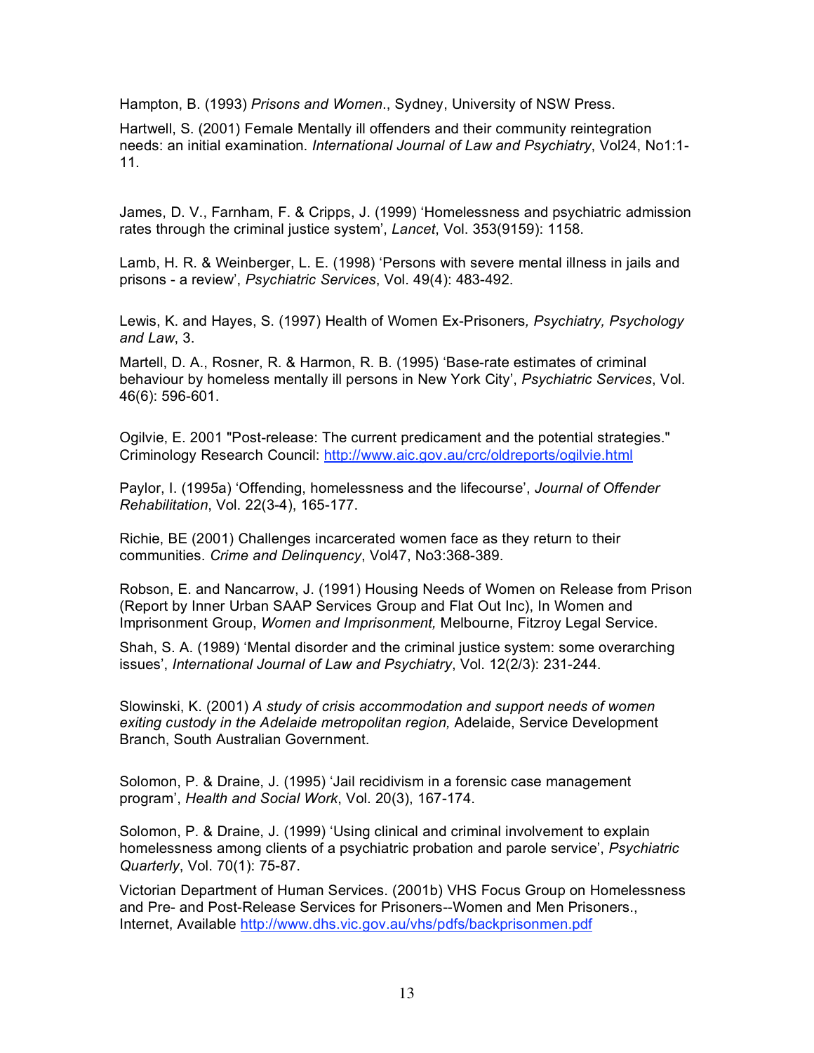Hampton, B. (1993) *Prisons and Women*., Sydney, University of NSW Press.

Hartwell, S. (2001) Female Mentally ill offenders and their community reintegration needs: an initial examination. *International Journal of Law and Psychiatry*, Vol24, No1:1-11.

James, D. V., Farnham, F. & Cripps, J. (1999) 'Homelessness and psychiatric admission rates through the criminal justice system', *Lancet*, Vol. 353(9159): 1158.

Lamb, H. R. & Weinberger, L. E. (1998) 'Persons with severe mental illness in jails and prisons - a review', *Psychiatric Services*, Vol. 49(4): 483-492.

Lewis, K. and Hayes, S. (1997) Health of Women Ex-Prisoners*, Psychiatry, Psychology and Law*, 3.

Martell, D. A., Rosner, R. & Harmon, R. B. (1995) 'Base-rate estimates of criminal behaviour by homeless mentally ill persons in New York City', *Psychiatric Services*, Vol. 46(6): 596-601.

Ogilvie, E. 2001 "Post-release: The current predicament and the potential strategies." Criminology Research Council: http://www.aic.gov.au/crc/oldreports/ogilvie.html

Paylor, I. (1995a) 'Offending, homelessness and the lifecourse', *Journal of Offender Rehabilitation*, Vol. 22(3-4), 165-177.

Richie, BE (2001) Challenges incarcerated women face as they return to their communities. *Crime and Delinquency*, Vol47, No3:368-389.

Robson, E. and Nancarrow, J. (1991) Housing Needs of Women on Release from Prison (Report by Inner Urban SAAP Services Group and Flat Out Inc), In Women and Imprisonment Group, *Women and Imprisonment,* Melbourne, Fitzroy Legal Service.

Shah, S. A. (1989) 'Mental disorder and the criminal justice system: some overarching issues', *International Journal of Law and Psychiatry*, Vol. 12(2/3): 231-244.

Slowinski, K. (2001) *A study of crisis accommodation and support needs of women exiting custody in the Adelaide metropolitan region,* Adelaide, Service Development Branch, South Australian Government.

Solomon, P. & Draine, J. (1995) 'Jail recidivism in a forensic case management program', *Health and Social Work*, Vol. 20(3), 167-174.

Solomon, P. & Draine, J. (1999) 'Using clinical and criminal involvement to explain homelessness among clients of a psychiatric probation and parole service', *Psychiatric Quarterly*, Vol. 70(1): 75-87.

Victorian Department of Human Services. (2001b) VHS Focus Group on Homelessness and Pre- and Post-Release Services for Prisoners--Women and Men Prisoners., Internet, Available http://www.dhs.vic.gov.au/vhs/pdfs/backprisonmen.pdf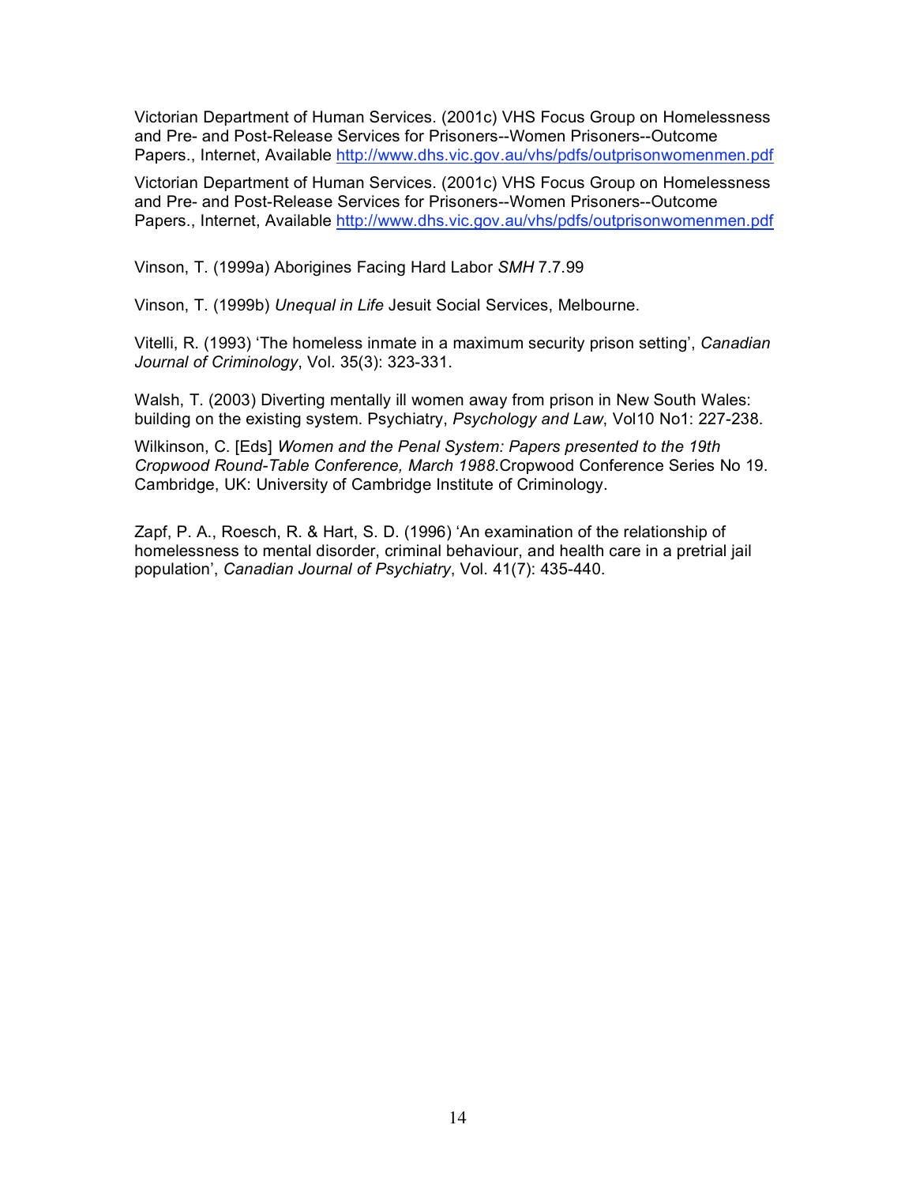Victorian Department of Human Services. (2001c) VHS Focus Group on Homelessness and Pre- and Post-Release Services for Prisoners--Women Prisoners--Outcome Papers., Internet, Available http://www.dhs.vic.gov.au/vhs/pdfs/outprisonwomenmen.pdf

Victorian Department of Human Services. (2001c) VHS Focus Group on Homelessness and Pre- and Post-Release Services for Prisoners--Women Prisoners--Outcome Papers., Internet, Available http://www.dhs.vic.gov.au/vhs/pdfs/outprisonwomenmen.pdf

Vinson, T. (1999a) Aborigines Facing Hard Labor *SMH* 7.7.99

Vinson, T. (1999b) *Unequal in Life* Jesuit Social Services, Melbourne.

Vitelli, R. (1993) 'The homeless inmate in a maximum security prison setting', *Canadian Journal of Criminology*, Vol. 35(3): 323-331.

Walsh, T. (2003) Diverting mentally ill women away from prison in New South Wales: building on the existing system. Psychiatry, *Psychology and Law*, Vol10 No1: 227-238.

Wilkinson, C. [Eds] *Women and the Penal System: Papers presented to the 19th Cropwood Round-Table Conference, March 1988.*Cropwood Conference Series No 19. Cambridge, UK: University of Cambridge Institute of Criminology.

Zapf, P. A., Roesch, R. & Hart, S. D. (1996) 'An examination of the relationship of homelessness to mental disorder, criminal behaviour, and health care in a pretrial jail population', *Canadian Journal of Psychiatry*, Vol. 41(7): 435-440.